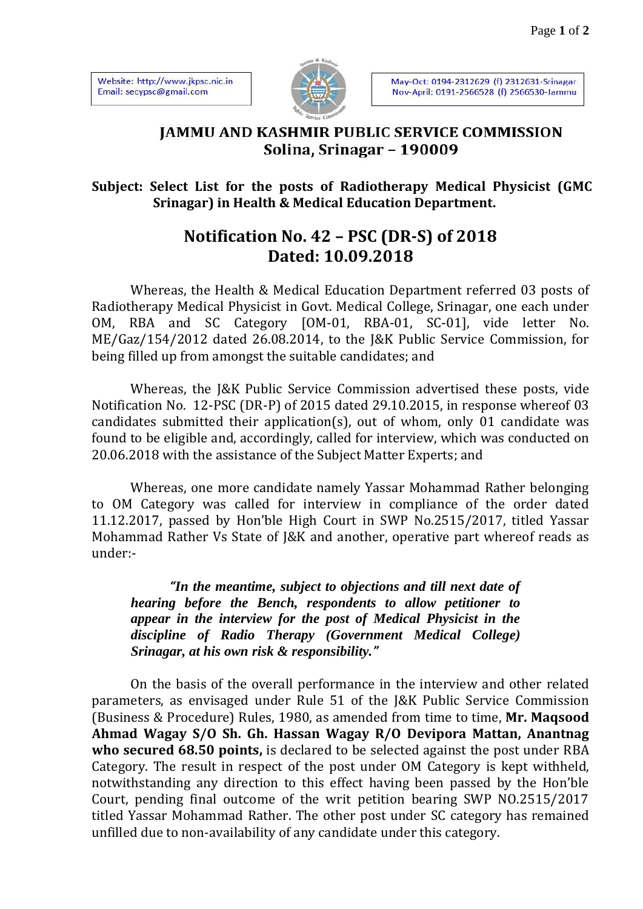Website: http://www.jkpsc.nic.in
Email: secypsc@gmail.com

May-Oct: 0194-2312629 (f) 2312631-Srinagar
Nov-April: 0191-2566528 (f) 2566530-Jammu

# JAMMU AND KASHMIR PUBLIC SERVICE COMMISSION
## Solina, Srinagar – 190009

**Subject: Select List for the posts of Radiotherapy Medical Physicist (GMC Srinagar) in Health & Medical Education Department.**

## Notification No. 42 – PSC (DR-S) of 2018
## Dated: 10.09.2018

Whereas, the Health & Medical Education Department referred 03 posts of Radiotherapy Medical Physicist in Govt. Medical College, Srinagar, one each under OM, RBA and SC Category [OM-01, RBA-01, SC-01], vide letter No. ME/Gaz/154/2012 dated 26.08.2014, to the J&K Public Service Commission, for being filled up from amongst the suitable candidates; and

Whereas, the J&K Public Service Commission advertised these posts, vide Notification No. 12-PSC (DR-P) of 2015 dated 29.10.2015, in response whereof 03 candidates submitted their application(s), out of whom, only 01 candidate was found to be eligible and, accordingly, called for interview, which was conducted on 20.06.2018 with the assistance of the Subject Matter Experts; and

Whereas, one more candidate namely Yassar Mohammad Rather belonging to OM Category was called for interview in compliance of the order dated 11.12.2017, passed by Hon'ble High Court in SWP No.2515/2017, titled Yassar Mohammad Rather Vs State of J&K and another, operative part whereof reads as under:-

> ***"In the meantime, subject to objections and till next date of hearing before the Bench, respondents to allow petitioner to appear in the interview for the post of Medical Physicist in the discipline of Radio Therapy (Government Medical College) Srinagar, at his own risk & responsibility."***

On the basis of the overall performance in the interview and other related parameters, as envisaged under Rule 51 of the J&K Public Service Commission (Business & Procedure) Rules, 1980, as amended from time to time, **Mr. Maqsood Ahmad Wagay S/O Sh. Gh. Hassan Wagay R/O Devipora Mattan, Anantnag who secured 68.50 points,** is declared to be selected against the post under RBA Category. The result in respect of the post under OM Category is kept withheld, notwithstanding any direction to this effect having been passed by the Hon'ble Court, pending final outcome of the writ petition bearing SWP NO.2515/2017 titled Yassar Mohammad Rather. The other post under SC category has remained unfilled due to non-availability of any candidate under this category.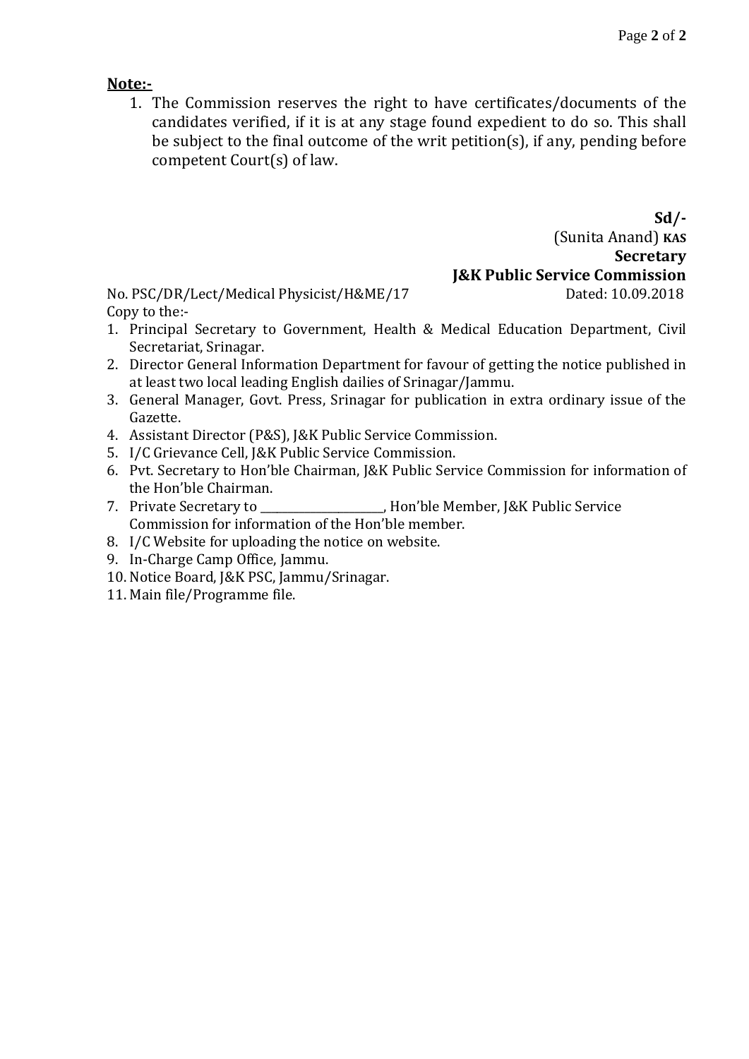**Note:-**

1. The Commission reserves the right to have certificates/documents of the candidates verified, if it is at any stage found expedient to do so. This shall be subject to the final outcome of the writ petition(s), if any, pending before competent Court(s) of law.

**Sd/-**
(Sunita Anand) **KAS**
**Secretary**
**J&K Public Service Commission**

No. PSC/DR/Lect/Medical Physicist/H&ME/17 Dated: 10.09.2018

Copy to the:-

1. Principal Secretary to Government, Health & Medical Education Department, Civil Secretariat, Srinagar.
2. Director General Information Department for favour of getting the notice published in at least two local leading English dailies of Srinagar/Jammu.
3. General Manager, Govt. Press, Srinagar for publication in extra ordinary issue of the Gazette.
4. Assistant Director (P&S), J&K Public Service Commission.
5. I/C Grievance Cell, J&K Public Service Commission.
6. Pvt. Secretary to Hon'ble Chairman, J&K Public Service Commission for information of the Hon'ble Chairman.
7. Private Secretary to ______________________, Hon'ble Member, J&K Public Service Commission for information of the Hon'ble member.
8. I/C Website for uploading the notice on website.
9. In-Charge Camp Office, Jammu.
10. Notice Board, J&K PSC, Jammu/Srinagar.
11. Main file/Programme file.